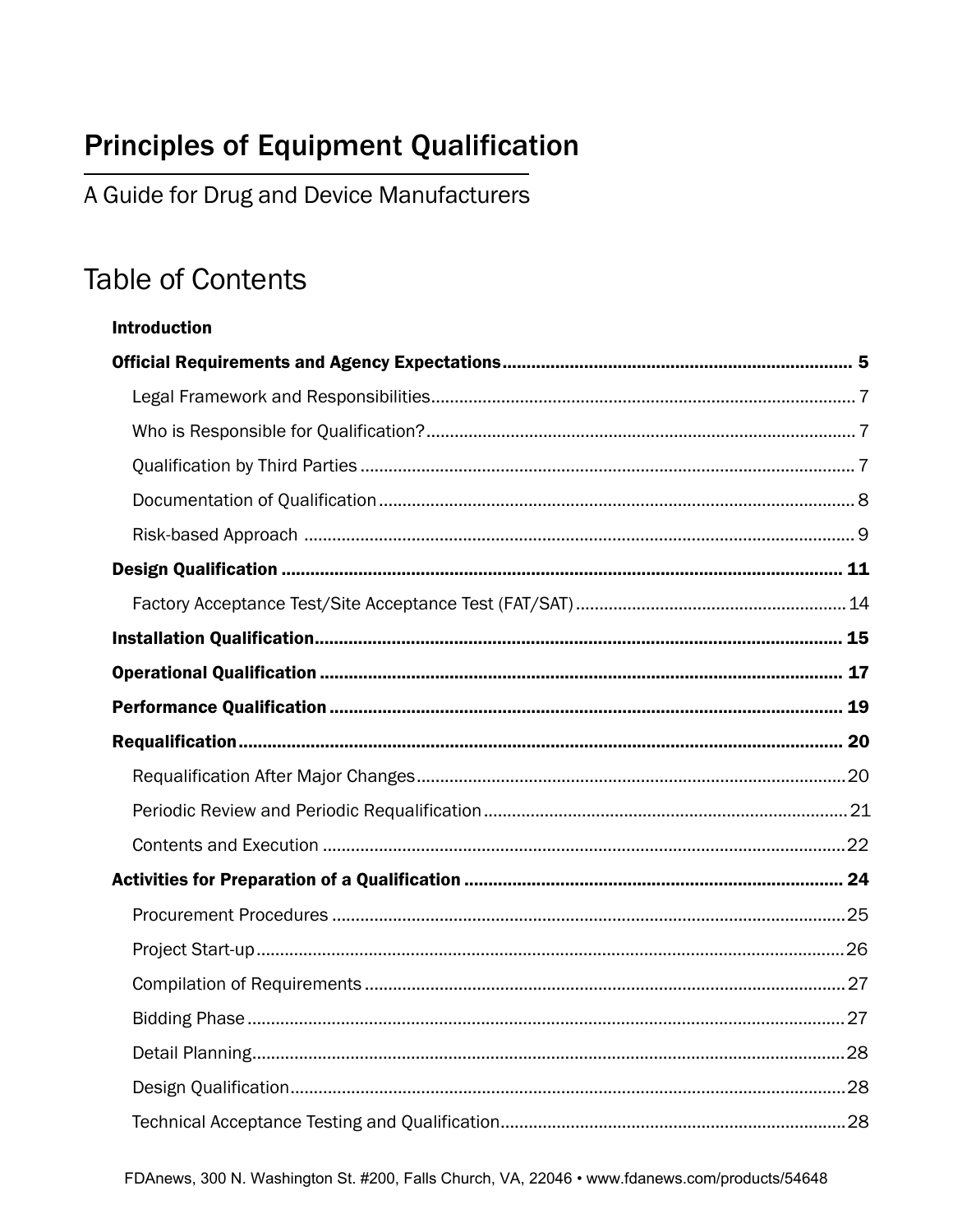# Principles of Equipment Qualification

A Guide for Drug and Device Manufacturers

## Table of Contents

**Introduction**

**Official Requirements and Agency Expectations** ........ **5**

- Legal Framework and Responsibilities ........ 7
- Who is Responsible for Qualification? ........ 7
- Qualification by Third Parties ........ 7
- Documentation of Qualification ........ 8
- Risk-based Approach ........ 9

**Design Qualification** ........ **11**

- Factory Acceptance Test/Site Acceptance Test (FAT/SAT) ........ 14

**Installation Qualification** ........ **15**

**Operational Qualification** ........ **17**

**Performance Qualification** ........ **19**

**Requalification** ........ **20**

- Requalification After Major Changes ........ 20
- Periodic Review and Periodic Requalification ........ 21
- Contents and Execution ........ 22

**Activities for Preparation of a Qualification** ........ **24**

- Procurement Procedures ........ 25
- Project Start-up ........ 26
- Compilation of Requirements ........ 27
- Bidding Phase ........ 27
- Detail Planning ........ 28
- Design Qualification ........ 28
- Technical Acceptance Testing and Qualification ........ 28

FDAnews, 300 N. Washington St. #200, Falls Church, VA, 22046 • www.fdanews.com/products/54648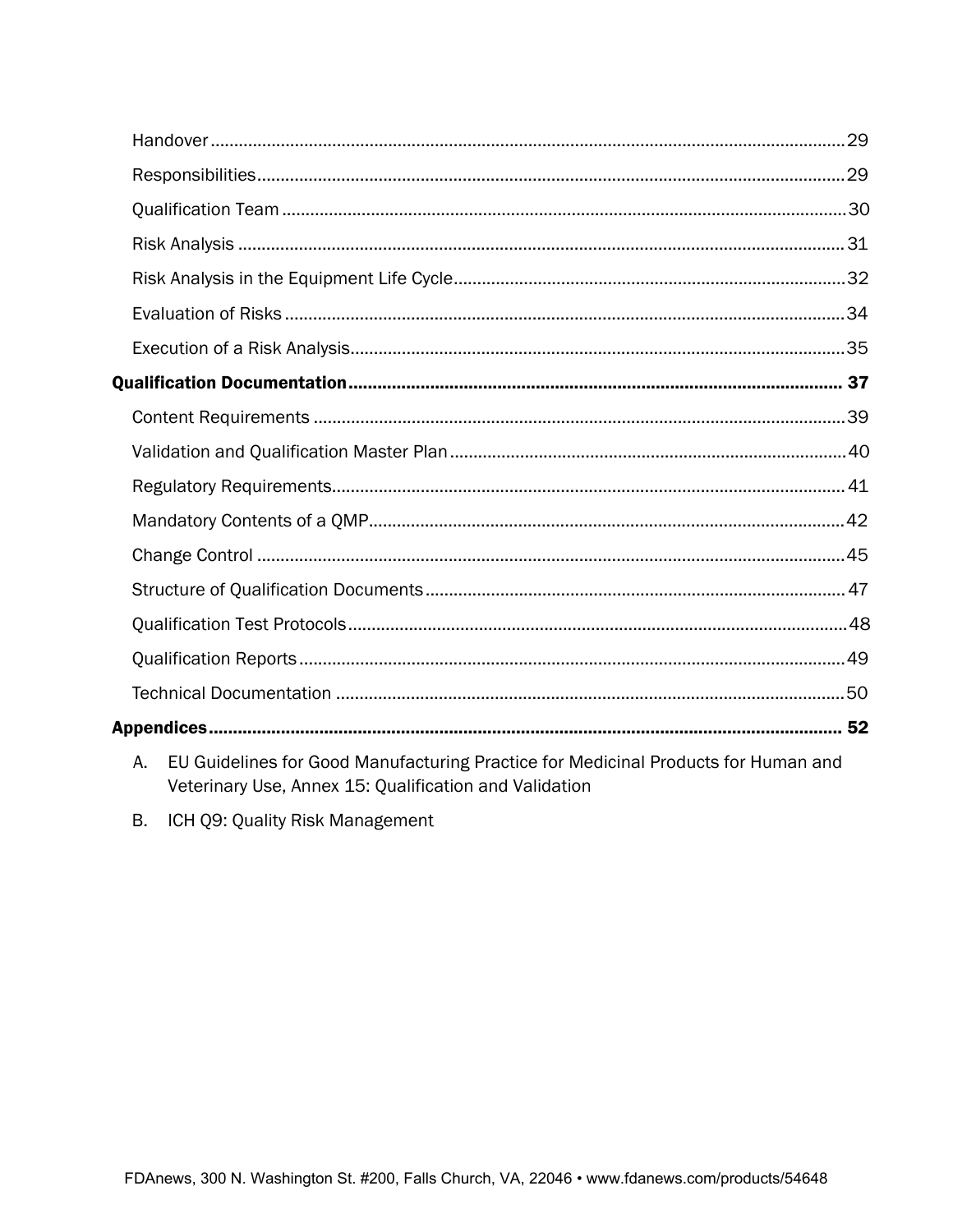Handover ........................................................................................................................ 29

Responsibilities ............................................................................................................. 29

Qualification Team ........................................................................................................ 30

Risk Analysis .................................................................................................................. 31

Risk Analysis in the Equipment Life Cycle .................................................................... 32

Evaluation of Risks ........................................................................................................ 34

Execution of a Risk Analysis .......................................................................................... 35

**Qualification Documentation ........................................................................................ 37**

Content Requirements ................................................................................................... 39

Validation and Qualification Master Plan ...................................................................... 40

Regulatory Requirements ............................................................................................... 41

Mandatory Contents of a QMP ....................................................................................... 42

Change Control ............................................................................................................... 45

Structure of Qualification Documents ........................................................................... 47

Qualification Test Protocols ........................................................................................... 48

Qualification Reports ..................................................................................................... 49

Technical Documentation .............................................................................................. 50

**Appendices ..................................................................................................................... 52**

A. EU Guidelines for Good Manufacturing Practice for Medicinal Products for Human and Veterinary Use, Annex 15: Qualification and Validation

B. ICH Q9: Quality Risk Management

FDAnews, 300 N. Washington St. #200, Falls Church, VA, 22046 • www.fdanews.com/products/54648